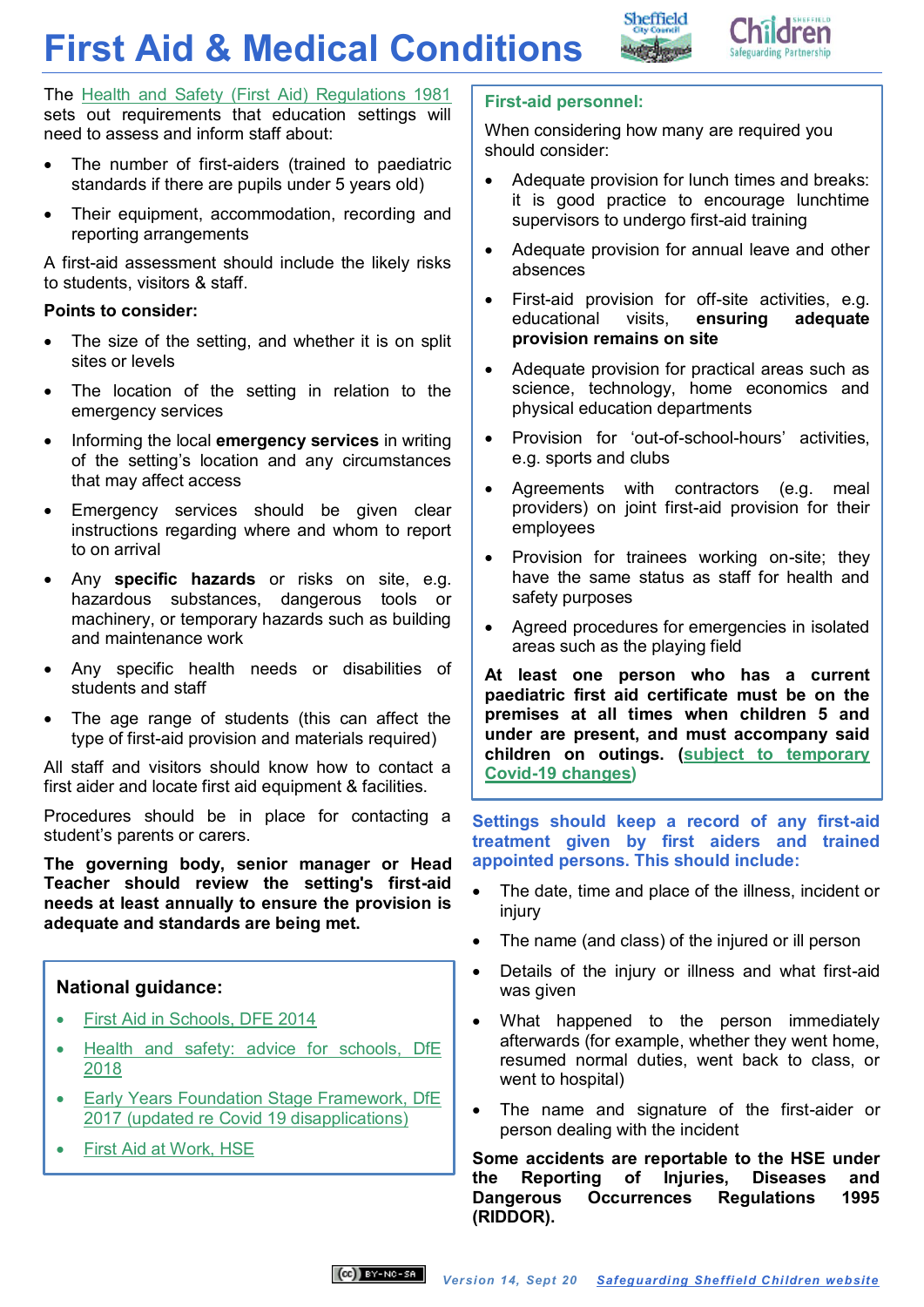# First Aid & Medical Conditions

The Health and Safety (First Aid) Regulations 1981 sets out requirements that education settings will need to assess and inform staff about:

- The number of first-aiders (trained to paediatric standards if there are pupils under 5 years old)
- Their equipment, accommodation, recording and reporting arrangements

A first-aid assessment should include the likely risks to students, visitors & staff.

**Points to consider:**

- The size of the setting, and whether it is on split sites or levels
- The location of the setting in relation to the emergency services
- Informing the local **emergency services** in writing of the setting's location and any circumstances that may affect access
- Emergency services should be given clear instructions regarding where and whom to report to on arrival
- Any **specific hazards** or risks on site, e.g. hazardous substances, dangerous tools or machinery, or temporary hazards such as building and maintenance work
- Any specific health needs or disabilities of students and staff
- The age range of students (this can affect the type of first-aid provision and materials required)

All staff and visitors should know how to contact a first aider and locate first aid equipment & facilities.

Procedures should be in place for contacting a student's parents or carers.

**The governing body, senior manager or Head Teacher should review the setting's first-aid needs at least annually to ensure the provision is adequate and standards are being met.**

### National guidance:

- First Aid in Schools, DFE 2014
- Health and safety: advice for schools, DfE 2018
- Early Years Foundation Stage Framework, DfE 2017 (updated re Covid 19 disapplications)
- First Aid at Work, HSE

### First-aid personnel:

When considering how many are required you should consider:

- Adequate provision for lunch times and breaks: it is good practice to encourage lunchtime supervisors to undergo first-aid training
- Adequate provision for annual leave and other absences
- First-aid provision for off-site activities, e.g. educational visits, **ensuring adequate provision remains on site**
- Adequate provision for practical areas such as science, technology, home economics and physical education departments
- Provision for 'out-of-school-hours' activities, e.g. sports and clubs
- Agreements with contractors (e.g. meal providers) on joint first-aid provision for their employees
- Provision for trainees working on-site; they have the same status as staff for health and safety purposes
- Agreed procedures for emergencies in isolated areas such as the playing field

**At least one person who has a current paediatric first aid certificate must be on the premises at all times when children 5 and under are present, and must accompany said children on outings. (subject to temporary Covid-19 changes)**

**Settings should keep a record of any first-aid treatment given by first aiders and trained appointed persons. This should include:**

- The date, time and place of the illness, incident or injury
- The name (and class) of the injured or ill person
- Details of the injury or illness and what first-aid was given
- What happened to the person immediately afterwards (for example, whether they went home, resumed normal duties, went back to class, or went to hospital)
- The name and signature of the first-aider or person dealing with the incident

**Some accidents are reportable to the HSE under the Reporting of Injuries, Diseases and Dangerous Occurrences Regulations 1995 (RIDDOR).**

*Version 14, Sept 20* Safeguarding Sheffield Children website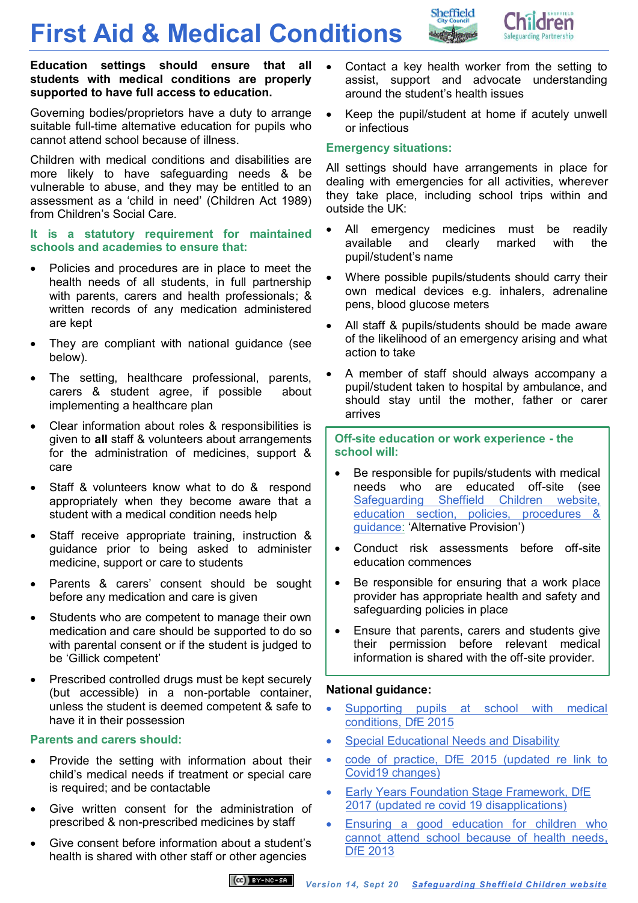# First Aid & Medical Conditions

**Education settings should ensure that all students with medical conditions are properly supported to have full access to education.**

Governing bodies/proprietors have a duty to arrange suitable full-time alternative education for pupils who cannot attend school because of illness.

Children with medical conditions and disabilities are more likely to have safeguarding needs & be vulnerable to abuse, and they may be entitled to an assessment as a 'child in need' (Children Act 1989) from Children's Social Care.

### It is a statutory requirement for maintained schools and academies to ensure that:

- Policies and procedures are in place to meet the health needs of all students, in full partnership with parents, carers and health professionals; & written records of any medication administered are kept
- They are compliant with national guidance (see below).
- The setting, healthcare professional, parents, carers & student agree, if possible about implementing a healthcare plan
- Clear information about roles & responsibilities is given to **all** staff & volunteers about arrangements for the administration of medicines, support & care
- Staff & volunteers know what to do & respond appropriately when they become aware that a student with a medical condition needs help
- Staff receive appropriate training, instruction & guidance prior to being asked to administer medicine, support or care to students
- Parents & carers' consent should be sought before any medication and care is given
- Students who are competent to manage their own medication and care should be supported to do so with parental consent or if the student is judged to be 'Gillick competent'
- Prescribed controlled drugs must be kept securely (but accessible) in a non-portable container, unless the student is deemed competent & safe to have it in their possession

### Parents and carers should:

- Provide the setting with information about their child's medical needs if treatment or special care is required; and be contactable
- Give written consent for the administration of prescribed & non-prescribed medicines by staff
- Give consent before information about a student's health is shared with other staff or other agencies
- Contact a key health worker from the setting to assist, support and advocate understanding around the student's health issues
- Keep the pupil/student at home if acutely unwell or infectious

### Emergency situations:

All settings should have arrangements in place for dealing with emergencies for all activities, wherever they take place, including school trips within and outside the UK:

- All emergency medicines must be readily available and clearly marked with the pupil/student's name
- Where possible pupils/students should carry their own medical devices e.g. inhalers, adrenaline pens, blood glucose meters
- All staff & pupils/students should be made aware of the likelihood of an emergency arising and what action to take
- A member of staff should always accompany a pupil/student taken to hospital by ambulance, and should stay until the mother, father or carer arrives

### Off-site education or work experience - the school will:

- Be responsible for pupils/students with medical needs who are educated off-site (see Safeguarding Sheffield Children website, education section, policies, procedures & guidance: 'Alternative Provision')
- Conduct risk assessments before off-site education commences
- Be responsible for ensuring that a work place provider has appropriate health and safety and safeguarding policies in place
- Ensure that parents, carers and students give their permission before relevant medical information is shared with the off-site provider.

### National guidance:

- Supporting pupils at school with medical conditions, DfE 2015
- Special Educational Needs and Disability
- code of practice, DfE 2015 (updated re link to Covid19 changes)
- Early Years Foundation Stage Framework, DfE 2017 (updated re covid 19 disapplications)
- Ensuring a good education for children who cannot attend school because of health needs, DfE 2013

Version 14, Sept 20 Safeguarding Sheffield Children website